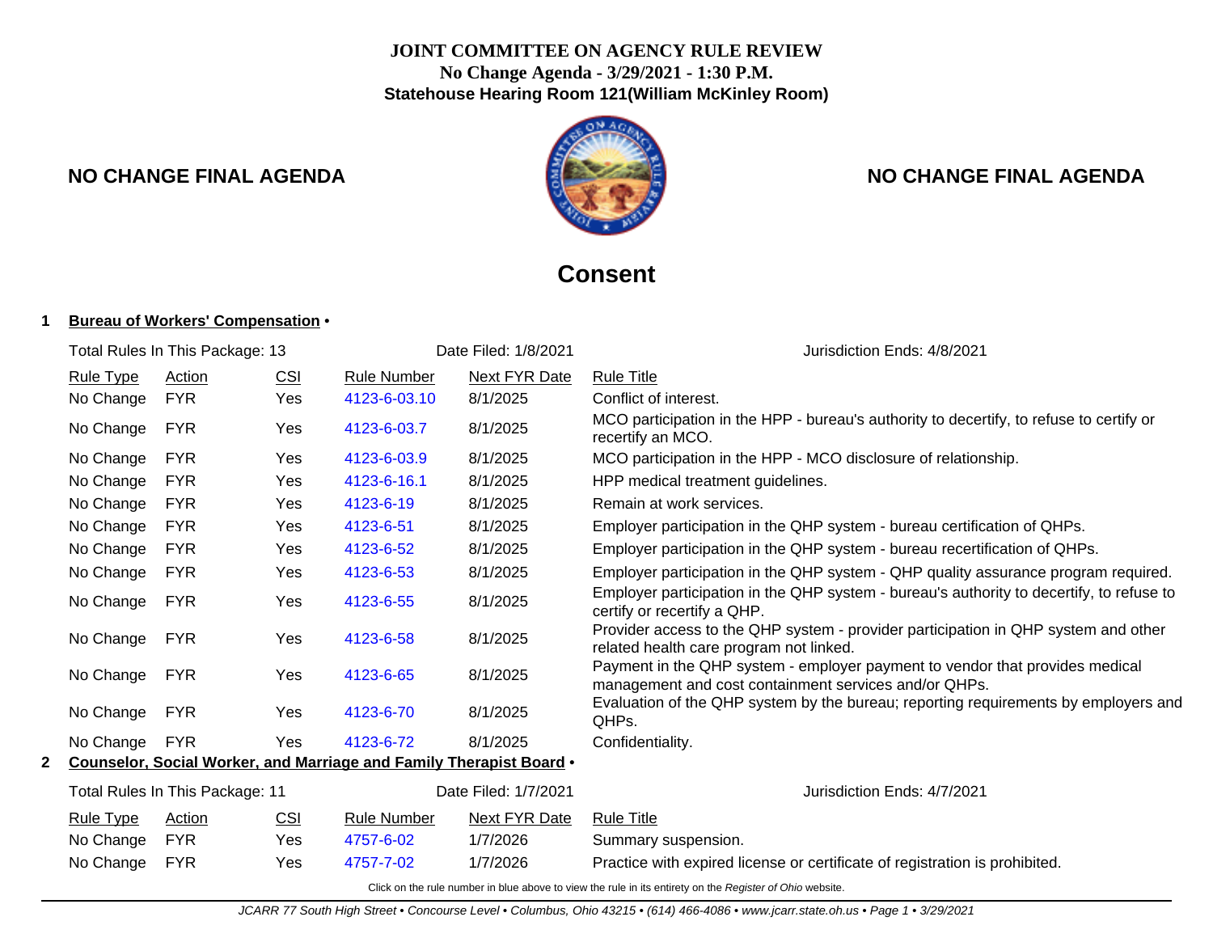**JOINT COMMITTEE ON AGENCY RULE REVIEW**
**No Change Agenda - 3/29/2021 - 1:30 P.M.**
**Statehouse Hearing Room 121(William McKinley Room)**

**NO CHANGE FINAL AGENDA** **NO CHANGE FINAL AGENDA**

# Consent

## 1 Bureau of Workers' Compensation •

Total Rules In This Package: 13 Date Filed: 1/8/2021 Jurisdiction Ends: 4/8/2021

| Rule Type | Action | CSI | Rule Number | Next FYR Date | Rule Title |
|---|---|---|---|---|---|
| No Change | FYR | Yes | 4123-6-03.10 | 8/1/2025 | Conflict of interest. |
| No Change | FYR | Yes | 4123-6-03.7 | 8/1/2025 | MCO participation in the HPP - bureau's authority to decertify, to refuse to certify or recertify an MCO. |
| No Change | FYR | Yes | 4123-6-03.9 | 8/1/2025 | MCO participation in the HPP - MCO disclosure of relationship. |
| No Change | FYR | Yes | 4123-6-16.1 | 8/1/2025 | HPP medical treatment guidelines. |
| No Change | FYR | Yes | 4123-6-19 | 8/1/2025 | Remain at work services. |
| No Change | FYR | Yes | 4123-6-51 | 8/1/2025 | Employer participation in the QHP system - bureau certification of QHPs. |
| No Change | FYR | Yes | 4123-6-52 | 8/1/2025 | Employer participation in the QHP system - bureau recertification of QHPs. |
| No Change | FYR | Yes | 4123-6-53 | 8/1/2025 | Employer participation in the QHP system - QHP quality assurance program required. |
| No Change | FYR | Yes | 4123-6-55 | 8/1/2025 | Employer participation in the QHP system - bureau's authority to decertify, to refuse to certify or recertify a QHP. |
| No Change | FYR | Yes | 4123-6-58 | 8/1/2025 | Provider access to the QHP system - provider participation in QHP system and other related health care program not linked. |
| No Change | FYR | Yes | 4123-6-65 | 8/1/2025 | Payment in the QHP system - employer payment to vendor that provides medical management and cost containment services and/or QHPs. |
| No Change | FYR | Yes | 4123-6-70 | 8/1/2025 | Evaluation of the QHP system by the bureau; reporting requirements by employers and QHPs. |
| No Change | FYR | Yes | 4123-6-72 | 8/1/2025 | Confidentiality. |

## 2 Counselor, Social Worker, and Marriage and Family Therapist Board •

Total Rules In This Package: 11 Date Filed: 1/7/2021 Jurisdiction Ends: 4/7/2021

| Rule Type | Action | CSI | Rule Number | Next FYR Date | Rule Title |
|---|---|---|---|---|---|
| No Change | FYR | Yes | 4757-6-02 | 1/7/2026 | Summary suspension. |
| No Change | FYR | Yes | 4757-7-02 | 1/7/2026 | Practice with expired license or certificate of registration is prohibited. |

Click on the rule number in blue above to view the rule in its entirety on the *Register of Ohio* website.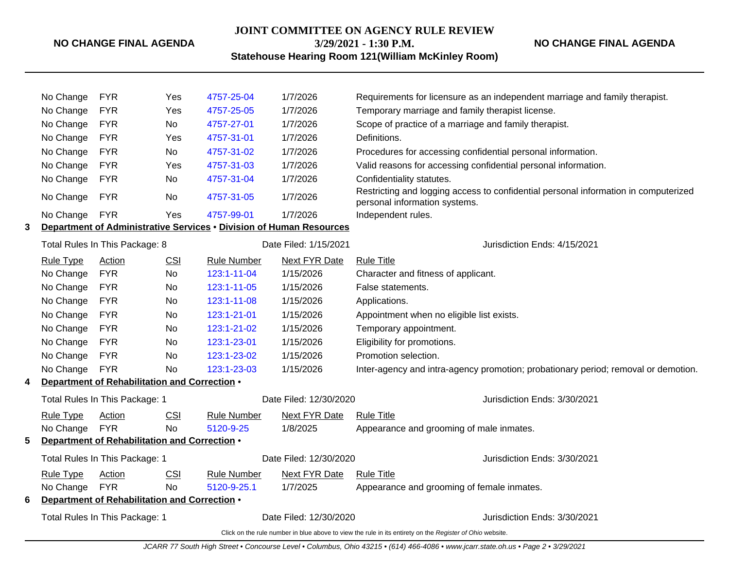| Rule Type | Action | CSI | Rule Number | Next FYR Date | Rule Title |
|---|---|---|---|---|---|
| No Change | FYR | Yes | 4757-25-04 | 1/7/2026 | Requirements for licensure as an independent marriage and family therapist. |
| No Change | FYR | Yes | 4757-25-05 | 1/7/2026 | Temporary marriage and family therapist license. |
| No Change | FYR | No | 4757-27-01 | 1/7/2026 | Scope of practice of a marriage and family therapist. |
| No Change | FYR | Yes | 4757-31-01 | 1/7/2026 | Definitions. |
| No Change | FYR | No | 4757-31-02 | 1/7/2026 | Procedures for accessing confidential personal information. |
| No Change | FYR | Yes | 4757-31-03 | 1/7/2026 | Valid reasons for accessing confidential personal information. |
| No Change | FYR | No | 4757-31-04 | 1/7/2026 | Confidentiality statutes. |
| No Change | FYR | No | 4757-31-05 | 1/7/2026 | Restricting and logging access to confidential personal information in computerized personal information systems. |
| No Change | FYR | Yes | 4757-99-01 | 1/7/2026 | Independent rules. |

**3 Department of Administrative Services • Division of Human Resources**

Total Rules In This Package: 8 — Date Filed: 1/15/2021 — Jurisdiction Ends: 4/15/2021

| Rule Type | Action | CSI | Rule Number | Next FYR Date | Rule Title |
|---|---|---|---|---|---|
| No Change | FYR | No | 123:1-11-04 | 1/15/2026 | Character and fitness of applicant. |
| No Change | FYR | No | 123:1-11-05 | 1/15/2026 | False statements. |
| No Change | FYR | No | 123:1-11-08 | 1/15/2026 | Applications. |
| No Change | FYR | No | 123:1-21-01 | 1/15/2026 | Appointment when no eligible list exists. |
| No Change | FYR | No | 123:1-21-02 | 1/15/2026 | Temporary appointment. |
| No Change | FYR | No | 123:1-23-01 | 1/15/2026 | Eligibility for promotions. |
| No Change | FYR | No | 123:1-23-02 | 1/15/2026 | Promotion selection. |
| No Change | FYR | No | 123:1-23-03 | 1/15/2026 | Inter-agency and intra-agency promotion; probationary period; removal or demotion. |

**4 Department of Rehabilitation and Correction •**

Total Rules In This Package: 1 — Date Filed: 12/30/2020 — Jurisdiction Ends: 3/30/2021

| Rule Type | Action | CSI | Rule Number | Next FYR Date | Rule Title |
|---|---|---|---|---|---|
| No Change | FYR | No | 5120-9-25 | 1/8/2025 | Appearance and grooming of male inmates. |

**5 Department of Rehabilitation and Correction •**

Total Rules In This Package: 1 — Date Filed: 12/30/2020 — Jurisdiction Ends: 3/30/2021

| Rule Type | Action | CSI | Rule Number | Next FYR Date | Rule Title |
|---|---|---|---|---|---|
| No Change | FYR | No | 5120-9-25.1 | 1/7/2025 | Appearance and grooming of female inmates. |

**6 Department of Rehabilitation and Correction •**

Total Rules In This Package: 1 — Date Filed: 12/30/2020 — Jurisdiction Ends: 3/30/2021

Click on the rule number in blue above to view the rule in its entirety on the *Register of Ohio* website.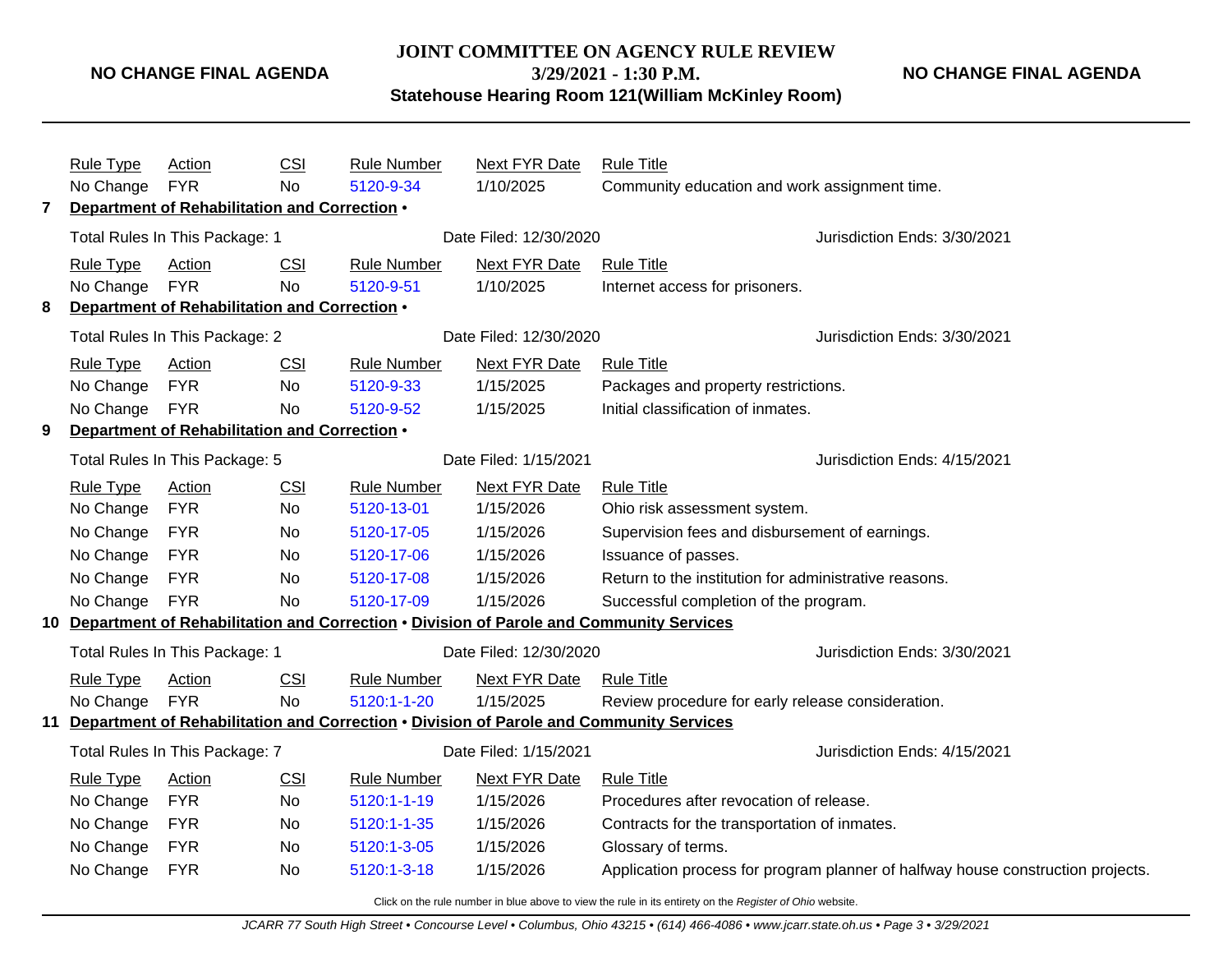| Rule Type | Action | CSI | Rule Number | Next FYR Date | Rule Title |
|---|---|---|---|---|---|
| No Change | FYR | No | 5120-9-34 | 1/10/2025 | Community education and work assignment time. |

**7 Department of Rehabilitation and Correction •**

Total Rules In This Package: 1 &nbsp;&nbsp; Date Filed: 12/30/2020 &nbsp;&nbsp; Jurisdiction Ends: 3/30/2021

| Rule Type | Action | CSI | Rule Number | Next FYR Date | Rule Title |
|---|---|---|---|---|---|
| No Change | FYR | No | 5120-9-51 | 1/10/2025 | Internet access for prisoners. |

**8 Department of Rehabilitation and Correction •**

Total Rules In This Package: 2 &nbsp;&nbsp; Date Filed: 12/30/2020 &nbsp;&nbsp; Jurisdiction Ends: 3/30/2021

| Rule Type | Action | CSI | Rule Number | Next FYR Date | Rule Title |
|---|---|---|---|---|---|
| No Change | FYR | No | 5120-9-33 | 1/15/2025 | Packages and property restrictions. |
| No Change | FYR | No | 5120-9-52 | 1/15/2025 | Initial classification of inmates. |

**9 Department of Rehabilitation and Correction •**

Total Rules In This Package: 5 &nbsp;&nbsp; Date Filed: 1/15/2021 &nbsp;&nbsp; Jurisdiction Ends: 4/15/2021

| Rule Type | Action | CSI | Rule Number | Next FYR Date | Rule Title |
|---|---|---|---|---|---|
| No Change | FYR | No | 5120-13-01 | 1/15/2026 | Ohio risk assessment system. |
| No Change | FYR | No | 5120-17-05 | 1/15/2026 | Supervision fees and disbursement of earnings. |
| No Change | FYR | No | 5120-17-06 | 1/15/2026 | Issuance of passes. |
| No Change | FYR | No | 5120-17-08 | 1/15/2026 | Return to the institution for administrative reasons. |
| No Change | FYR | No | 5120-17-09 | 1/15/2026 | Successful completion of the program. |

**10 Department of Rehabilitation and Correction • Division of Parole and Community Services**

Total Rules In This Package: 1 &nbsp;&nbsp; Date Filed: 12/30/2020 &nbsp;&nbsp; Jurisdiction Ends: 3/30/2021

| Rule Type | Action | CSI | Rule Number | Next FYR Date | Rule Title |
|---|---|---|---|---|---|
| No Change | FYR | No | 5120:1-1-20 | 1/15/2025 | Review procedure for early release consideration. |

**11 Department of Rehabilitation and Correction • Division of Parole and Community Services**

Total Rules In This Package: 7 &nbsp;&nbsp; Date Filed: 1/15/2021 &nbsp;&nbsp; Jurisdiction Ends: 4/15/2021

| Rule Type | Action | CSI | Rule Number | Next FYR Date | Rule Title |
|---|---|---|---|---|---|
| No Change | FYR | No | 5120:1-1-19 | 1/15/2026 | Procedures after revocation of release. |
| No Change | FYR | No | 5120:1-1-35 | 1/15/2026 | Contracts for the transportation of inmates. |
| No Change | FYR | No | 5120:1-3-05 | 1/15/2026 | Glossary of terms. |
| No Change | FYR | No | 5120:1-3-18 | 1/15/2026 | Application process for program planner of halfway house construction projects. |

Click on the rule number in blue above to view the rule in its entirety on the *Register of Ohio* website.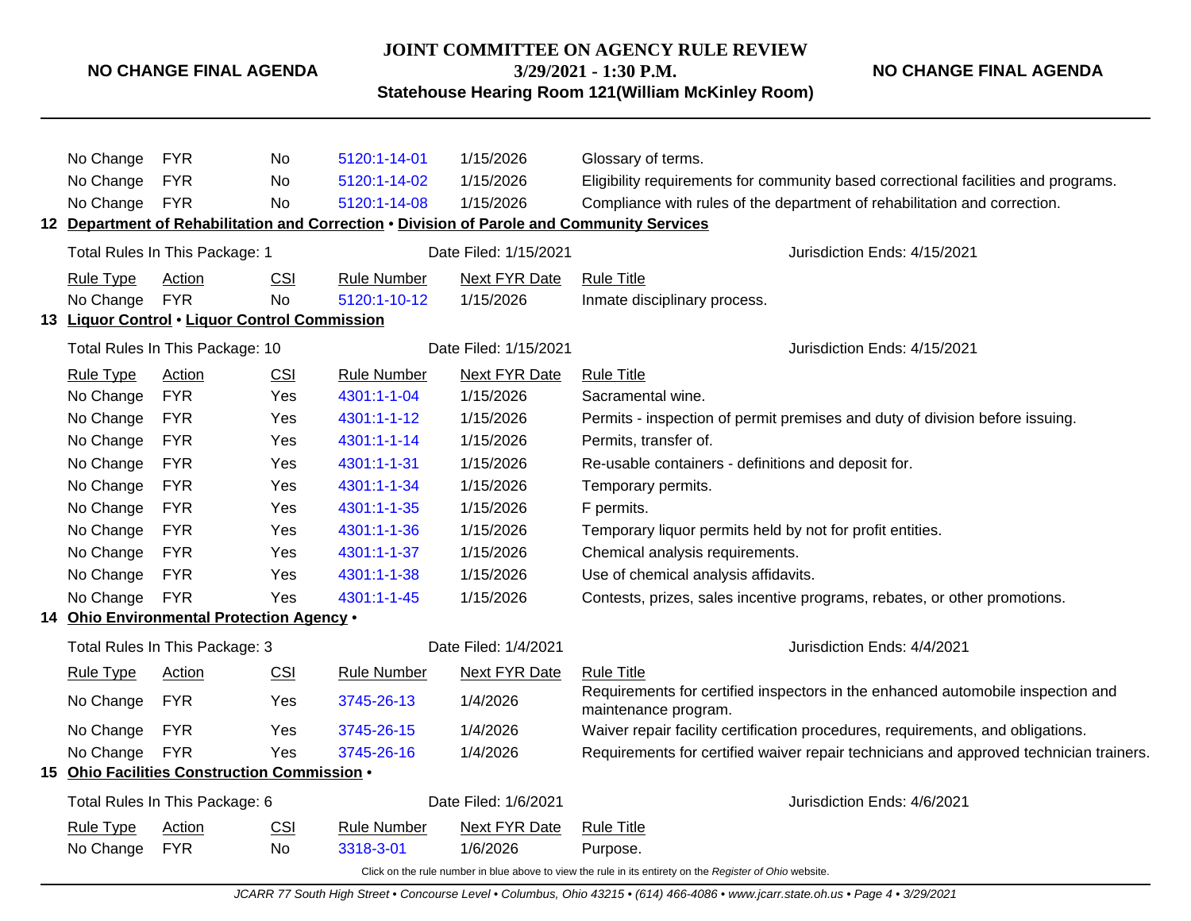| Rule Type | Action | CSI | Rule Number | Next FYR Date | Rule Title |
|---|---|---|---|---|---|
| No Change | FYR | No | 5120:1-14-01 | 1/15/2026 | Glossary of terms. |
| No Change | FYR | No | 5120:1-14-02 | 1/15/2026 | Eligibility requirements for community based correctional facilities and programs. |
| No Change | FYR | No | 5120:1-14-08 | 1/15/2026 | Compliance with rules of the department of rehabilitation and correction. |

## 12 Department of Rehabilitation and Correction • Division of Parole and Community Services

Total Rules In This Package: 1 | Date Filed: 1/15/2021 | Jurisdiction Ends: 4/15/2021

| Rule Type | Action | CSI | Rule Number | Next FYR Date | Rule Title |
|---|---|---|---|---|---|
| No Change | FYR | No | 5120:1-10-12 | 1/15/2026 | Inmate disciplinary process. |

## 13 Liquor Control • Liquor Control Commission

Total Rules In This Package: 10 | Date Filed: 1/15/2021 | Jurisdiction Ends: 4/15/2021

| Rule Type | Action | CSI | Rule Number | Next FYR Date | Rule Title |
|---|---|---|---|---|---|
| No Change | FYR | Yes | 4301:1-1-04 | 1/15/2026 | Sacramental wine. |
| No Change | FYR | Yes | 4301:1-1-12 | 1/15/2026 | Permits - inspection of permit premises and duty of division before issuing. |
| No Change | FYR | Yes | 4301:1-1-14 | 1/15/2026 | Permits, transfer of. |
| No Change | FYR | Yes | 4301:1-1-31 | 1/15/2026 | Re-usable containers - definitions and deposit for. |
| No Change | FYR | Yes | 4301:1-1-34 | 1/15/2026 | Temporary permits. |
| No Change | FYR | Yes | 4301:1-1-35 | 1/15/2026 | F permits. |
| No Change | FYR | Yes | 4301:1-1-36 | 1/15/2026 | Temporary liquor permits held by not for profit entities. |
| No Change | FYR | Yes | 4301:1-1-37 | 1/15/2026 | Chemical analysis requirements. |
| No Change | FYR | Yes | 4301:1-1-38 | 1/15/2026 | Use of chemical analysis affidavits. |
| No Change | FYR | Yes | 4301:1-1-45 | 1/15/2026 | Contests, prizes, sales incentive programs, rebates, or other promotions. |

## 14 Ohio Environmental Protection Agency •

Total Rules In This Package: 3 | Date Filed: 1/4/2021 | Jurisdiction Ends: 4/4/2021

| Rule Type | Action | CSI | Rule Number | Next FYR Date | Rule Title |
|---|---|---|---|---|---|
| No Change | FYR | Yes | 3745-26-13 | 1/4/2026 | Requirements for certified inspectors in the enhanced automobile inspection and maintenance program. |
| No Change | FYR | Yes | 3745-26-15 | 1/4/2026 | Waiver repair facility certification procedures, requirements, and obligations. |
| No Change | FYR | Yes | 3745-26-16 | 1/4/2026 | Requirements for certified waiver repair technicians and approved technician trainers. |

## 15 Ohio Facilities Construction Commission •

Total Rules In This Package: 6 | Date Filed: 1/6/2021 | Jurisdiction Ends: 4/6/2021

| Rule Type | Action | CSI | Rule Number | Next FYR Date | Rule Title |
|---|---|---|---|---|---|
| No Change | FYR | No | 3318-3-01 | 1/6/2026 | Purpose. |

Click on the rule number in blue above to view the rule in its entirety on the *Register of Ohio* website.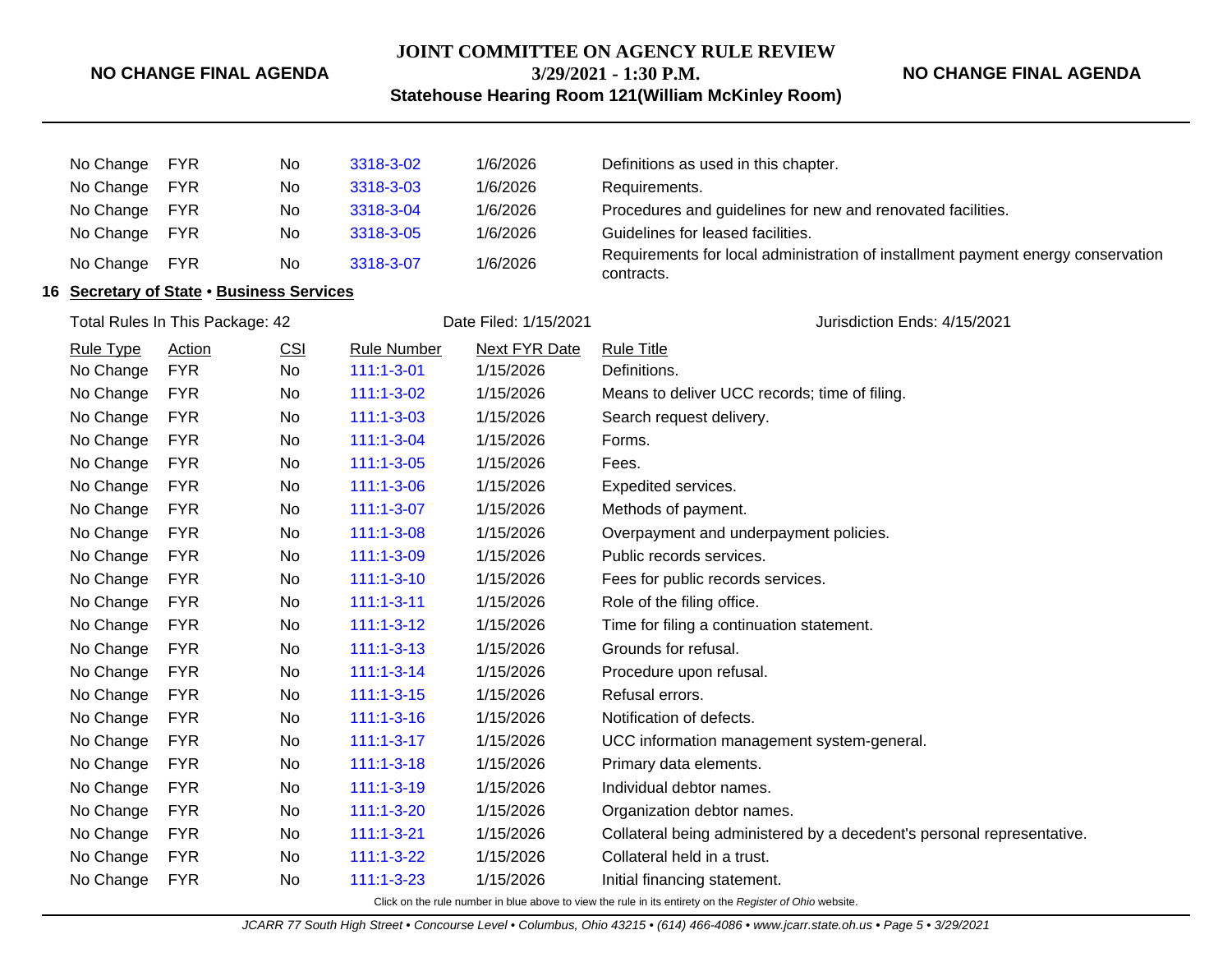| Rule Type | Action | CSI | Rule Number | Next FYR Date | Rule Title |
|---|---|---|---|---|---|
| No Change | FYR | No | 3318-3-02 | 1/6/2026 | Definitions as used in this chapter. |
| No Change | FYR | No | 3318-3-03 | 1/6/2026 | Requirements. |
| No Change | FYR | No | 3318-3-04 | 1/6/2026 | Procedures and guidelines for new and renovated facilities. |
| No Change | FYR | No | 3318-3-05 | 1/6/2026 | Guidelines for leased facilities. |
| No Change | FYR | No | 3318-3-07 | 1/6/2026 | Requirements for local administration of installment payment energy conservation contracts. |

## 16 Secretary of State • Business Services

Total Rules In This Package: 42 | Date Filed: 1/15/2021 | Jurisdiction Ends: 4/15/2021

| Rule Type | Action | CSI | Rule Number | Next FYR Date | Rule Title |
|---|---|---|---|---|---|
| No Change | FYR | No | 111:1-3-01 | 1/15/2026 | Definitions. |
| No Change | FYR | No | 111:1-3-02 | 1/15/2026 | Means to deliver UCC records; time of filing. |
| No Change | FYR | No | 111:1-3-03 | 1/15/2026 | Search request delivery. |
| No Change | FYR | No | 111:1-3-04 | 1/15/2026 | Forms. |
| No Change | FYR | No | 111:1-3-05 | 1/15/2026 | Fees. |
| No Change | FYR | No | 111:1-3-06 | 1/15/2026 | Expedited services. |
| No Change | FYR | No | 111:1-3-07 | 1/15/2026 | Methods of payment. |
| No Change | FYR | No | 111:1-3-08 | 1/15/2026 | Overpayment and underpayment policies. |
| No Change | FYR | No | 111:1-3-09 | 1/15/2026 | Public records services. |
| No Change | FYR | No | 111:1-3-10 | 1/15/2026 | Fees for public records services. |
| No Change | FYR | No | 111:1-3-11 | 1/15/2026 | Role of the filing office. |
| No Change | FYR | No | 111:1-3-12 | 1/15/2026 | Time for filing a continuation statement. |
| No Change | FYR | No | 111:1-3-13 | 1/15/2026 | Grounds for refusal. |
| No Change | FYR | No | 111:1-3-14 | 1/15/2026 | Procedure upon refusal. |
| No Change | FYR | No | 111:1-3-15 | 1/15/2026 | Refusal errors. |
| No Change | FYR | No | 111:1-3-16 | 1/15/2026 | Notification of defects. |
| No Change | FYR | No | 111:1-3-17 | 1/15/2026 | UCC information management system-general. |
| No Change | FYR | No | 111:1-3-18 | 1/15/2026 | Primary data elements. |
| No Change | FYR | No | 111:1-3-19 | 1/15/2026 | Individual debtor names. |
| No Change | FYR | No | 111:1-3-20 | 1/15/2026 | Organization debtor names. |
| No Change | FYR | No | 111:1-3-21 | 1/15/2026 | Collateral being administered by a decedent's personal representative. |
| No Change | FYR | No | 111:1-3-22 | 1/15/2026 | Collateral held in a trust. |
| No Change | FYR | No | 111:1-3-23 | 1/15/2026 | Initial financing statement. |

Click on the rule number in blue above to view the rule in its entirety on the *Register of Ohio* website.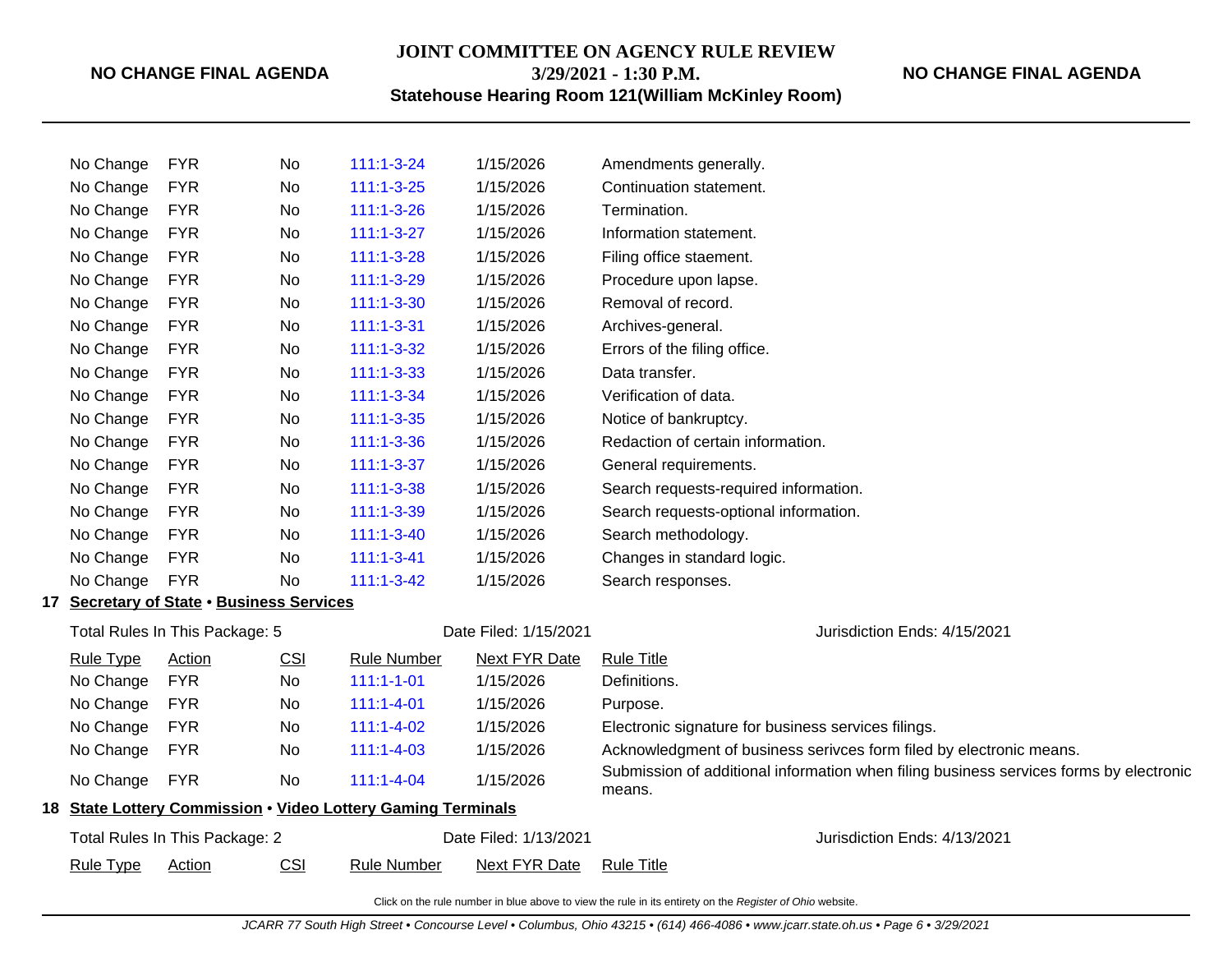| | | | | | |
|---|---|---|---|---|---|
| No Change | FYR | No | 111:1-3-24 | 1/15/2026 | Amendments generally. |
| No Change | FYR | No | 111:1-3-25 | 1/15/2026 | Continuation statement. |
| No Change | FYR | No | 111:1-3-26 | 1/15/2026 | Termination. |
| No Change | FYR | No | 111:1-3-27 | 1/15/2026 | Information statement. |
| No Change | FYR | No | 111:1-3-28 | 1/15/2026 | Filing office staement. |
| No Change | FYR | No | 111:1-3-29 | 1/15/2026 | Procedure upon lapse. |
| No Change | FYR | No | 111:1-3-30 | 1/15/2026 | Removal of record. |
| No Change | FYR | No | 111:1-3-31 | 1/15/2026 | Archives-general. |
| No Change | FYR | No | 111:1-3-32 | 1/15/2026 | Errors of the filing office. |
| No Change | FYR | No | 111:1-3-33 | 1/15/2026 | Data transfer. |
| No Change | FYR | No | 111:1-3-34 | 1/15/2026 | Verification of data. |
| No Change | FYR | No | 111:1-3-35 | 1/15/2026 | Notice of bankruptcy. |
| No Change | FYR | No | 111:1-3-36 | 1/15/2026 | Redaction of certain information. |
| No Change | FYR | No | 111:1-3-37 | 1/15/2026 | General requirements. |
| No Change | FYR | No | 111:1-3-38 | 1/15/2026 | Search requests-required information. |
| No Change | FYR | No | 111:1-3-39 | 1/15/2026 | Search requests-optional information. |
| No Change | FYR | No | 111:1-3-40 | 1/15/2026 | Search methodology. |
| No Change | FYR | No | 111:1-3-41 | 1/15/2026 | Changes in standard logic. |
| No Change | FYR | No | 111:1-3-42 | 1/15/2026 | Search responses. |

### 17 Secretary of State • Business Services

Total Rules In This Package: 5 | Date Filed: 1/15/2021 | Jurisdiction Ends: 4/15/2021

| Rule Type | Action | CSI | Rule Number | Next FYR Date | Rule Title |
|---|---|---|---|---|---|
| No Change | FYR | No | 111:1-1-01 | 1/15/2026 | Definitions. |
| No Change | FYR | No | 111:1-4-01 | 1/15/2026 | Purpose. |
| No Change | FYR | No | 111:1-4-02 | 1/15/2026 | Electronic signature for business services filings. |
| No Change | FYR | No | 111:1-4-03 | 1/15/2026 | Acknowledgment of business serivces form filed by electronic means. |
| No Change | FYR | No | 111:1-4-04 | 1/15/2026 | Submission of additional information when filing business services forms by electronic means. |

### 18 State Lottery Commission • Video Lottery Gaming Terminals

Total Rules In This Package: 2 | Date Filed: 1/13/2021 | Jurisdiction Ends: 4/13/2021

| Rule Type | Action | CSI | Rule Number | Next FYR Date | Rule Title |
|---|---|---|---|---|---|

Click on the rule number in blue above to view the rule in its entirety on the *Register of Ohio* website.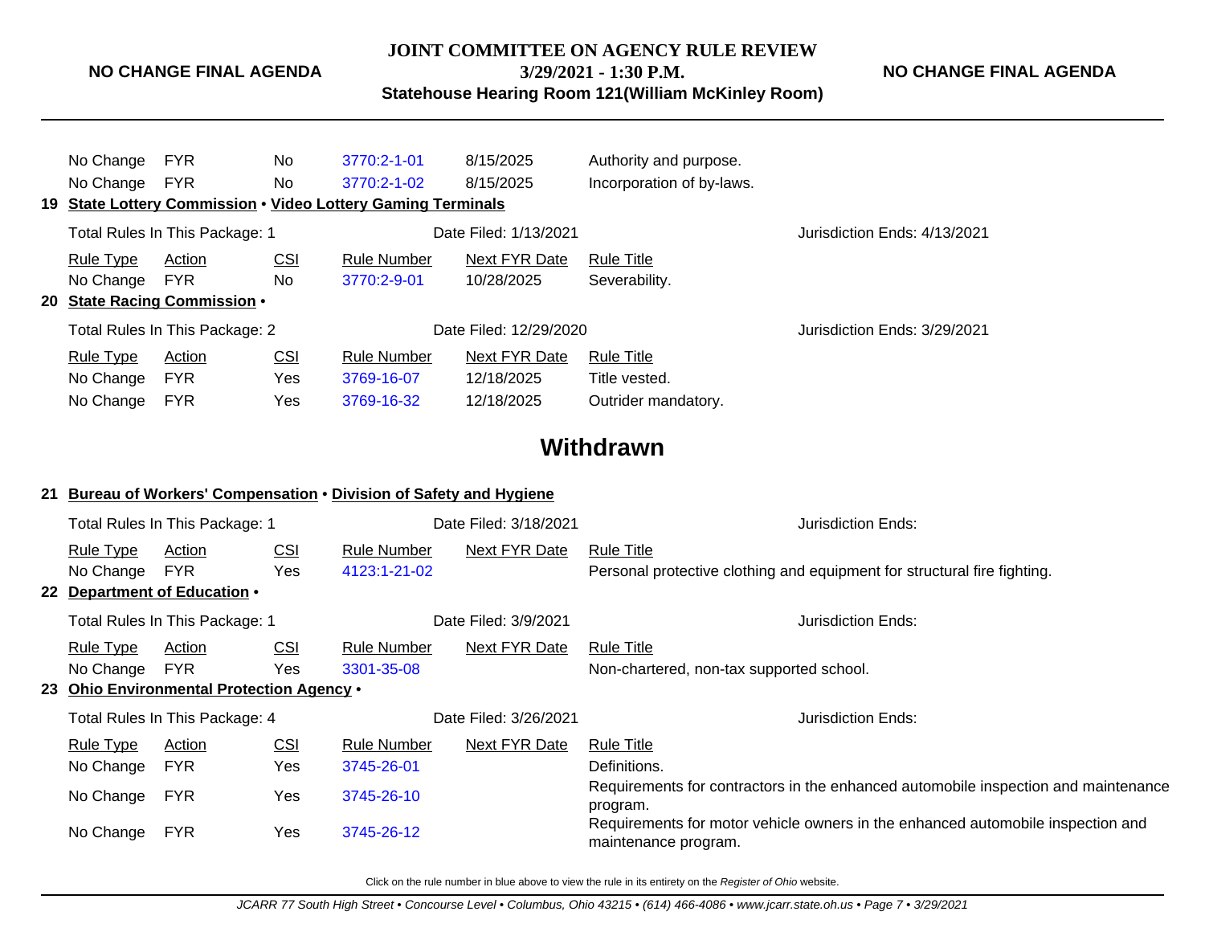| Rule Type | Action | CSI | Rule Number | Next FYR Date | Rule Title |
|---|---|---|---|---|---|
| No Change | FYR | No | 3770:2-1-01 | 8/15/2025 | Authority and purpose. |
| No Change | FYR | No | 3770:2-1-02 | 8/15/2025 | Incorporation of by-laws. |

**19 State Lottery Commission • Video Lottery Gaming Terminals**

Total Rules In This Package: 1 — Date Filed: 1/13/2021 — Jurisdiction Ends: 4/13/2021

| Rule Type | Action | CSI | Rule Number | Next FYR Date | Rule Title |
|---|---|---|---|---|---|
| No Change | FYR | No | 3770:2-9-01 | 10/28/2025 | Severability. |

**20 State Racing Commission •**

Total Rules In This Package: 2 — Date Filed: 12/29/2020 — Jurisdiction Ends: 3/29/2021

| Rule Type | Action | CSI | Rule Number | Next FYR Date | Rule Title |
|---|---|---|---|---|---|
| No Change | FYR | Yes | 3769-16-07 | 12/18/2025 | Title vested. |
| No Change | FYR | Yes | 3769-16-32 | 12/18/2025 | Outrider mandatory. |

## Withdrawn

**21 Bureau of Workers' Compensation • Division of Safety and Hygiene**

Total Rules In This Package: 1 — Date Filed: 3/18/2021 — Jurisdiction Ends:

| Rule Type | Action | CSI | Rule Number | Next FYR Date | Rule Title |
|---|---|---|---|---|---|
| No Change | FYR | Yes | 4123:1-21-02 | | Personal protective clothing and equipment for structural fire fighting. |

**22 Department of Education •**

Total Rules In This Package: 1 — Date Filed: 3/9/2021 — Jurisdiction Ends:

| Rule Type | Action | CSI | Rule Number | Next FYR Date | Rule Title |
|---|---|---|---|---|---|
| No Change | FYR | Yes | 3301-35-08 | | Non-chartered, non-tax supported school. |

**23 Ohio Environmental Protection Agency •**

Total Rules In This Package: 4 — Date Filed: 3/26/2021 — Jurisdiction Ends:

| Rule Type | Action | CSI | Rule Number | Next FYR Date | Rule Title |
|---|---|---|---|---|---|
| No Change | FYR | Yes | 3745-26-01 | | Definitions. |
| No Change | FYR | Yes | 3745-26-10 | | Requirements for contractors in the enhanced automobile inspection and maintenance program. |
| No Change | FYR | Yes | 3745-26-12 | | Requirements for motor vehicle owners in the enhanced automobile inspection and maintenance program. |

Click on the rule number in blue above to view the rule in its entirety on the *Register of Ohio* website.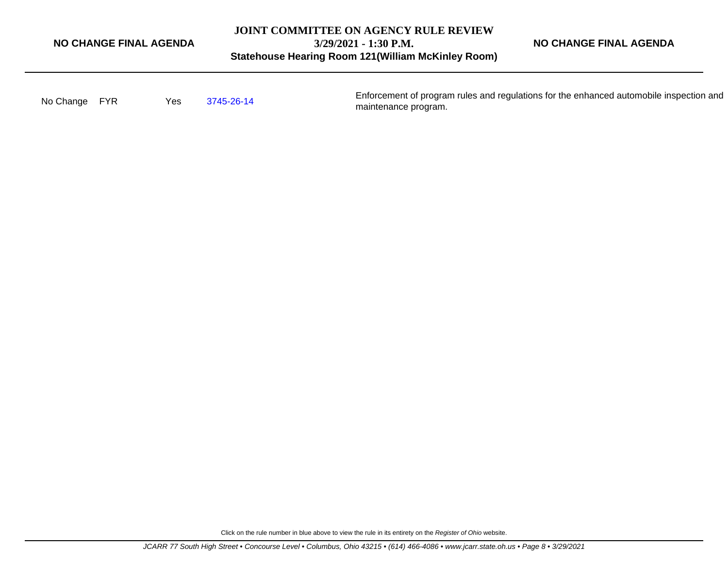| | | | | |
|---|---|---|---|---|
| No Change | FYR | Yes | 3745-26-14 | Enforcement of program rules and regulations for the enhanced automobile inspection and maintenance program. |

Click on the rule number in blue above to view the rule in its entirety on the *Register of Ohio* website.